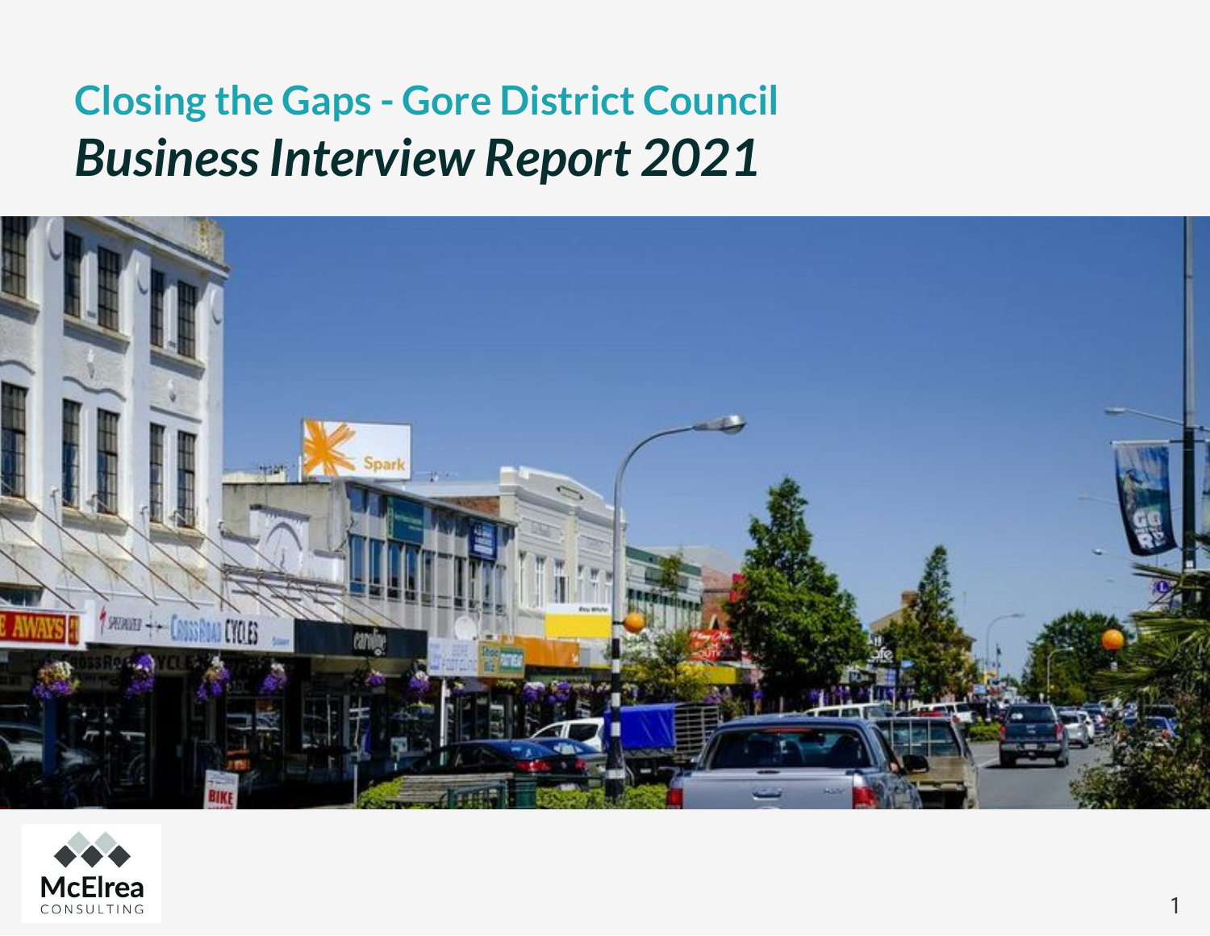# Closing the Gaps - Gore District Council

## *Business Interview Report 2021*

McElrea
CONSULTING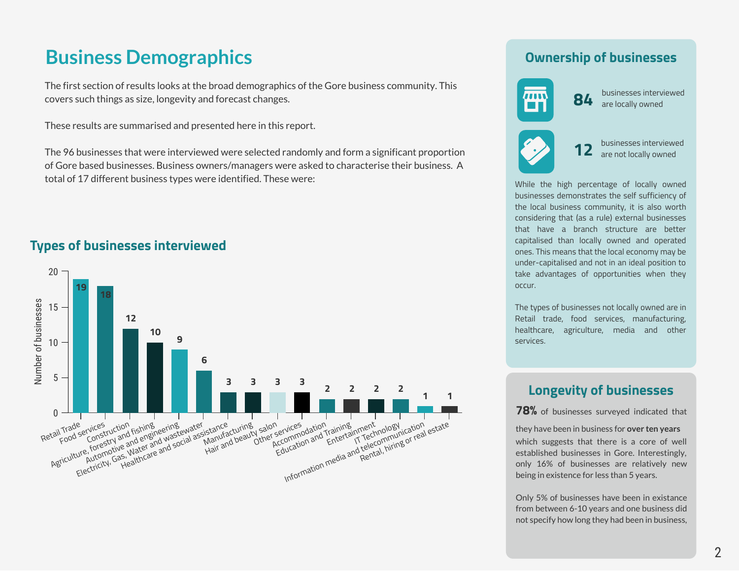# Business Demographics

The first section of results looks at the broad demographics of the Gore business community. This covers such things as size, longevity and forecast changes.

These results are summarised and presented here in this report.

The 96 businesses that were interviewed were selected randomly and form a significant proportion of Gore based businesses. Business owners/managers were asked to characterise their business. A total of 17 different business types were identified. These were:

## Types of businesses interviewed

| Business type | Number of businesses |
| --- | --- |
| Retail Trade | 19 |
| Food services | 18 |
| Construction | 12 |
| Agriculture, forestry and fishing | 10 |
| Automotive and engineering | 9 |
| Electricity, Gas, Water and wastewater | 6 |
| Healthcare and social assistance | 3 |
| Manufacturing | 3 |
| Hair and beauty salon | 3 |
| Other services | 3 |
| Accommodation | 2 |
| Education and Training | 2 |
| Entertainment | 2 |
| IT Technology | 2 |
| Information media and telecommunication | 1 |
| Rental, hiring or real estate | 1 |

## Ownership of businesses

**84** businesses interviewed are locally owned

**12** businesses interviewed are not locally owned

While the high percentage of locally owned businesses demonstrates the self sufficiency of the local business community, it is also worth considering that (as a rule) external businesses that have a branch structure are better capitalised than locally owned and operated ones. This means that the local economy may be under-capitalised and not in an ideal position to take advantages of opportunities when they occur.

The types of businesses not locally owned are in Retail trade, food services, manufacturing, healthcare, agriculture, media and other services.

## Longevity of businesses

**78%** of businesses surveyed indicated that they have been in business for **over ten years** which suggests that there is a core of well established businesses in Gore. Interestingly, only 16% of businesses are relatively new being in existence for less than 5 years.

Only 5% of businesses have been in existance from between 6-10 years and one business did not specify how long they had been in business,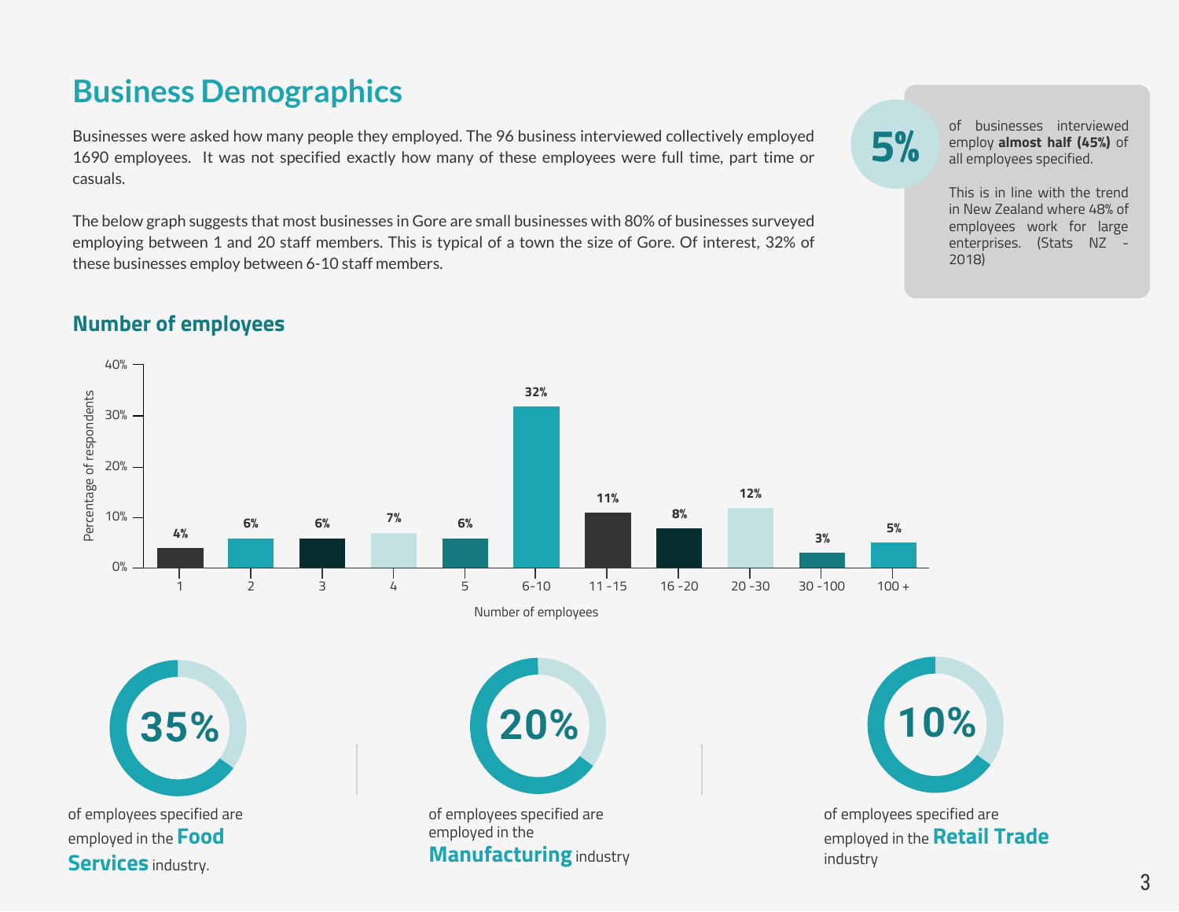# Business Demographics

Businesses were asked how many people they employed. The 96 business interviewed collectively employed 1690 employees. It was not specified exactly how many of these employees were full time, part time or casuals.

The below graph suggests that most businesses in Gore are small businesses with 80% of businesses surveyed employing between 1 and 20 staff members. This is typical of a town the size of Gore. Of interest, 32% of these businesses employ between 6-10 staff members.

**5%** of businesses interviewed employ **almost half (45%)** of all employees specified.

This is in line with the trend in New Zealand where 48% of employees work for large enterprises. (Stats NZ - 2018)

## Number of employees

| Number of employees | Percentage of respondents |
|---|---|
| 1 | 4% |
| 2 | 6% |
| 3 | 6% |
| 4 | 7% |
| 5 | 6% |
| 6-10 | 32% |
| 11 -15 | 11% |
| 16 -20 | 8% |
| 20 -30 | 12% |
| 30 -100 | 3% |
| 100 + | 5% |

**35%** of employees specified are employed in the **Food Services** industry.

**20%** of employees specified are employed in the **Manufacturing** industry

**10%** of employees specified are employed in the **Retail Trade** industry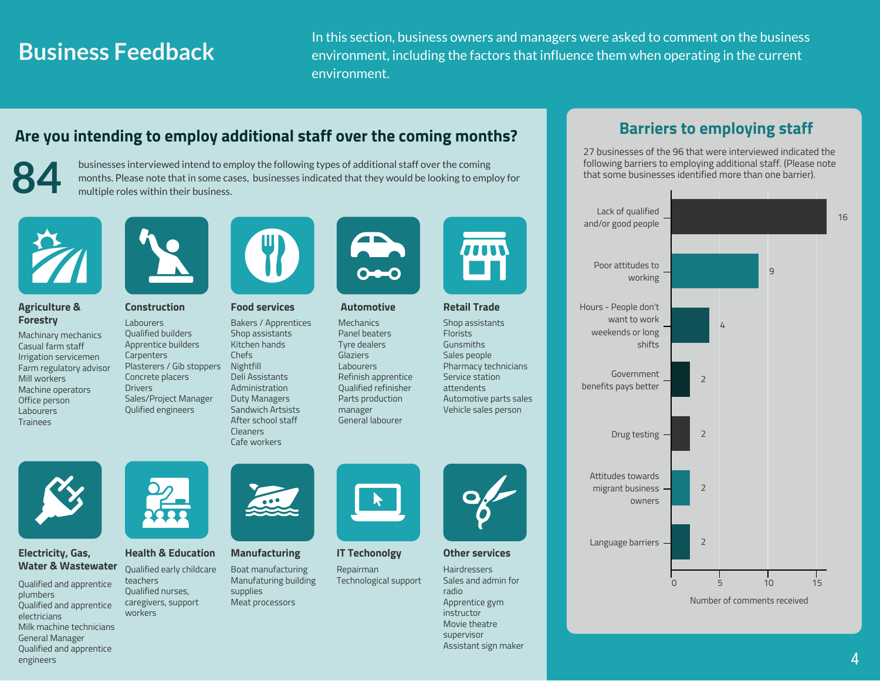# Business Feedback

In this section, business owners and managers were asked to comment on the business environment, including the factors that influence them when operating in the current environment.

## Are you intending to employ additional staff over the coming months?

**84** businesses interviewed intend to employ the following types of additional staff over the coming months. Please note that in some cases, businesses indicated that they would be looking to employ for multiple roles within their business.

### Agriculture & Forestry

- Machinary mechanics
- Casual farm staff
- Irrigation servicemen
- Farm regulatory advisor
- Mill workers
- Machine operators
- Office person
- Labourers
- Trainees

### Construction

- Labourers
- Qualified builders
- Apprentice builders
- Carpenters
- Plasterers / Gib stoppers
- Concrete placers
- Drivers
- Sales/Project Manager
- Qulified engineers

### Food services

- Bakers / Apprentices
- Shop assistants
- Kitchen hands
- Chefs
- Nightfill
- Deli Assistants
- Administration
- Duty Managers
- Sandwich Artsists
- After school staff
- Cleaners
- Cafe workers

### Automotive

- Mechanics
- Panel beaters
- Tyre dealers
- Glaziers
- Labourers
- Refinish apprentice
- Qualified refinisher
- Parts production manager
- General labourer

### Retail Trade

- Shop assistants
- Florists
- Gunsmiths
- Sales people
- Pharmacy technicians
- Service station attendents
- Automotive parts sales
- Vehicle sales person

### Electricity, Gas, Water & Wastewater

- Qualified and apprentice plumbers
- Qualified and apprentice electricians
- Milk machine technicians
- General Manager
- Qualified and apprentice engineers

### Health & Education

- Qualified early childcare teachers
- Qualified nurses, caregivers, support workers

### Manufacturing

- Boat manufacturing
- Manufaturing building supplies
- Meat processors

### IT Techonolgy

- Repairman
- Technological support

### Other services

- Hairdressers
- Sales and admin for radio
- Apprentice gym instructor
- Movie theatre supervisor
- Assistant sign maker

## Barriers to employing staff

27 businesses of the 96 that were interviewed indicated the following barriers to employing additional staff. (Please note that some businesses identified more than one barrier).

| Barrier | Number of comments received |
|---|---|
| Lack of qualified and/or good people | 16 |
| Poor attitudes to working | 9 |
| Hours - People don't want to work weekends or long shifts | 4 |
| Government benefits pays better | 2 |
| Drug testing | 2 |
| Attitudes towards migrant business owners | 2 |
| Language barriers | 2 |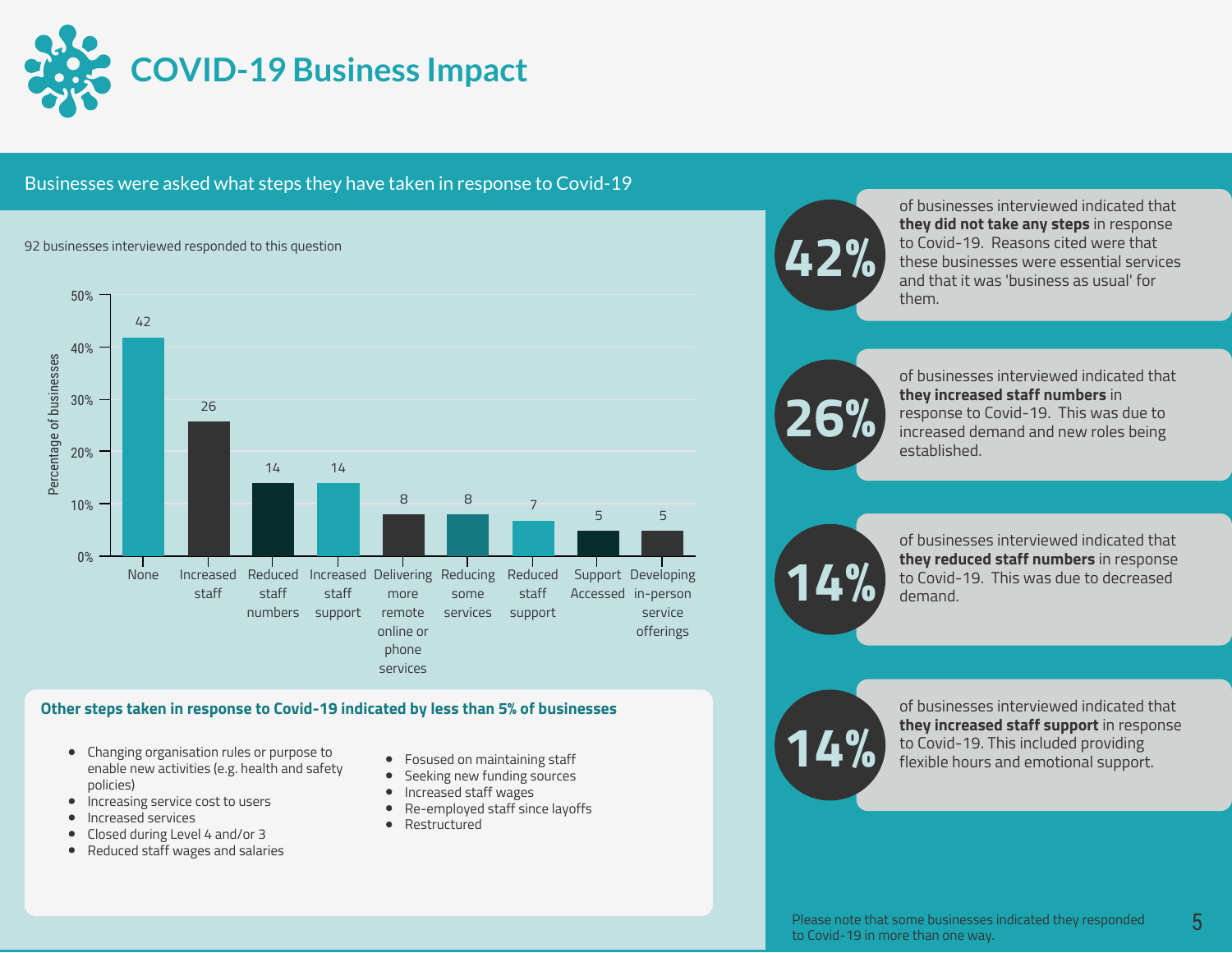# COVID-19 Business Impact

## Businesses were asked what steps they have taken in response to Covid-19

92 businesses interviewed responded to this question

| Step | Percentage of businesses |
|---|---|
| None | 42 |
| Increased staff | 26 |
| Reduced staff numbers | 14 |
| Increased staff support | 14 |
| Delivering more remote online or phone services | 8 |
| Reducing some services | 8 |
| Reduced staff support | 7 |
| Support Accessed | 5 |
| Developing in-person service offerings | 5 |

### Other steps taken in response to Covid-19 indicated by less than 5% of businesses

- Changing organisation rules or purpose to enable new activities (e.g. health and safety policies)
- Increasing service cost to users
- Increased services
- Closed during Level 4 and/or 3
- Reduced staff wages and salaries
- Fosused on maintaining staff
- Seeking new funding sources
- Increased staff wages
- Re-employed staff since layoffs
- Restructured

**42%** of businesses interviewed indicated that **they did not take any steps** in response to Covid-19. Reasons cited were that these businesses were essential services and that it was 'business as usual' for them.

**26%** of businesses interviewed indicated that **they increased staff numbers** in response to Covid-19. This was due to increased demand and new roles being established.

**14%** of businesses interviewed indicated that **they reduced staff numbers** in response to Covid-19. This was due to decreased demand.

**14%** of businesses interviewed indicated that **they increased staff support** in response to Covid-19. This included providing flexible hours and emotional support.

Please note that some businesses indicated they responded to Covid-19 in more than one way.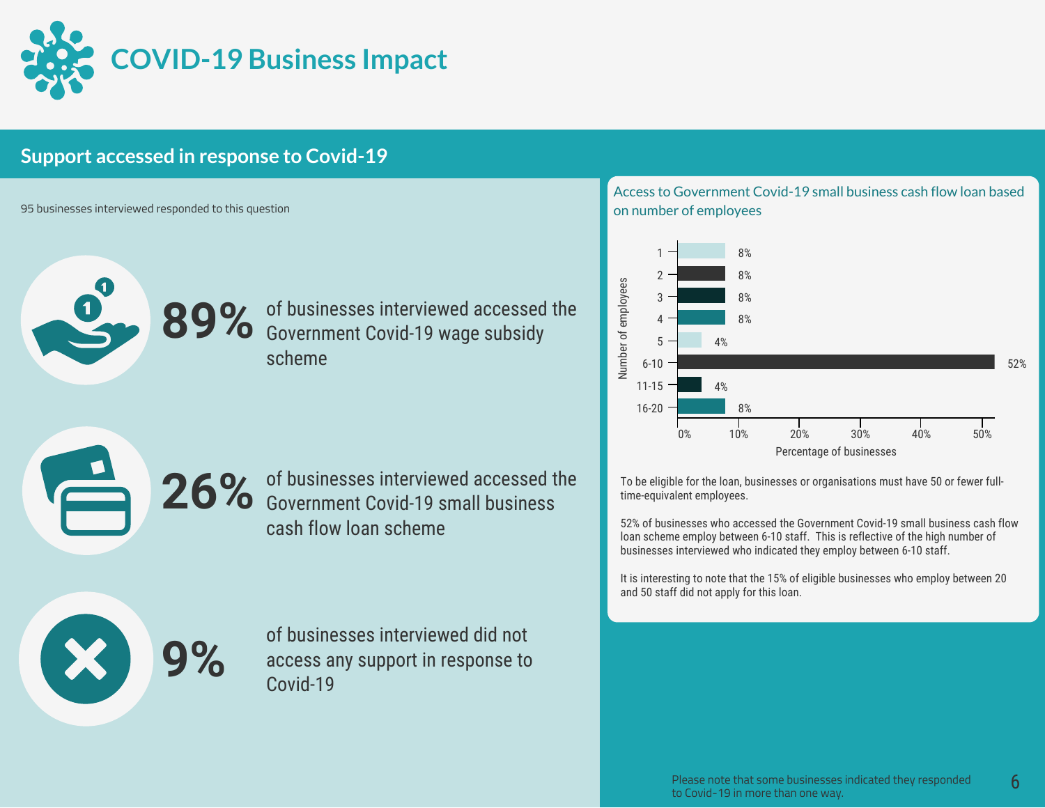# COVID-19 Business Impact

## Support accessed in response to Covid-19

95 businesses interviewed responded to this question

**89%** of businesses interviewed accessed the Government Covid-19 wage subsidy scheme

**26%** of businesses interviewed accessed the Government Covid-19 small business cash flow loan scheme

**9%** of businesses interviewed did not access any support in response to Covid-19

### Access to Government Covid-19 small business cash flow loan based on number of employees

| Number of employees | Percentage of businesses |
|---|---|
| 1 | 8% |
| 2 | 8% |
| 3 | 8% |
| 4 | 8% |
| 5 | 4% |
| 6-10 | 52% |
| 11-15 | 4% |
| 16-20 | 8% |

To be eligible for the loan, businesses or organisations must have 50 or fewer full-time-equivalent employees.

52% of businesses who accessed the Government Covid-19 small business cash flow loan scheme employ between 6-10 staff. This is reflective of the high number of businesses interviewed who indicated they employ between 6-10 staff.

It is interesting to note that the 15% of eligible businesses who employ between 20 and 50 staff did not apply for this loan.

Please note that some businesses indicated they responded to Covid-19 in more than one way.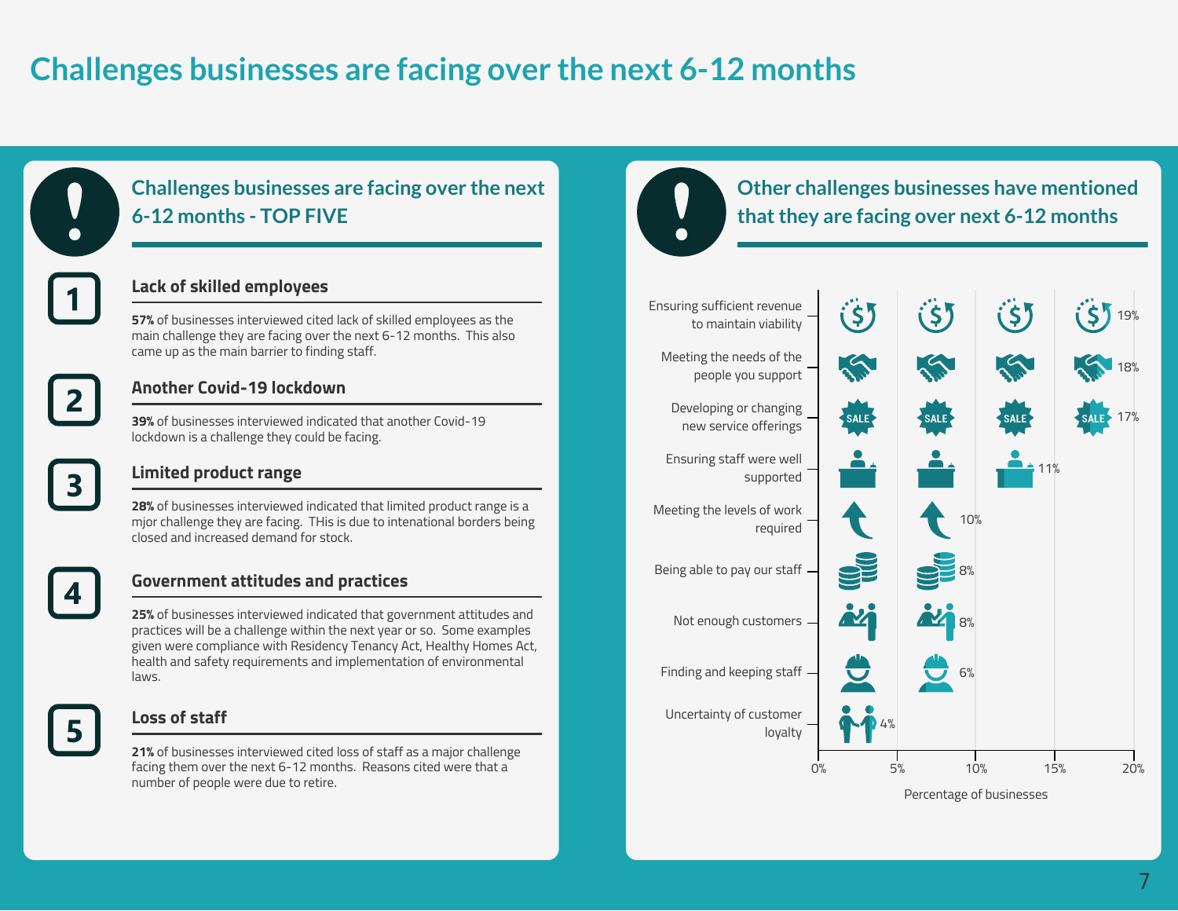# Challenges businesses are facing over the next 6-12 months

## Challenges businesses are facing over the next 6-12 months - TOP FIVE

### 1 Lack of skilled employees

**57%** of businesses interviewed cited lack of skilled employees as the main challenge they are facing over the next 6-12 months. This also came up as the main barrier to finding staff.

### 2 Another Covid-19 lockdown

**39%** of businesses interviewed indicated that another Covid-19 lockdown is a challenge they could be facing.

### 3 Limited product range

**28%** of businesses interviewed indicated that limited product range is a mjor challenge they are facing. THis is due to intenational borders being closed and increased demand for stock.

### 4 Government attitudes and practices

**25%** of businesses interviewed indicated that government attitudes and practices will be a challenge within the next year or so. Some examples given were compliance with Residency Tenancy Act, Healthy Homes Act, health and safety requirements and implementation of environmental laws.

### 5 Loss of staff

**21%** of businesses interviewed cited loss of staff as a major challenge facing them over the next 6-12 months. Reasons cited were that a number of people were due to retire.

## Other challenges businesses have mentioned that they are facing over next 6-12 months

| Challenge | Percentage of businesses |
| --- | --- |
| Ensuring sufficient revenue to maintain viability | 19% |
| Meeting the needs of the people you support | 18% |
| Developing or changing new service offerings | 17% |
| Ensuring staff were well supported | 11% |
| Meeting the levels of work required | 10% |
| Being able to pay our staff | 8% |
| Not enough customers | 8% |
| Finding and keeping staff | 6% |
| Uncertainty of customer loyalty | 4% |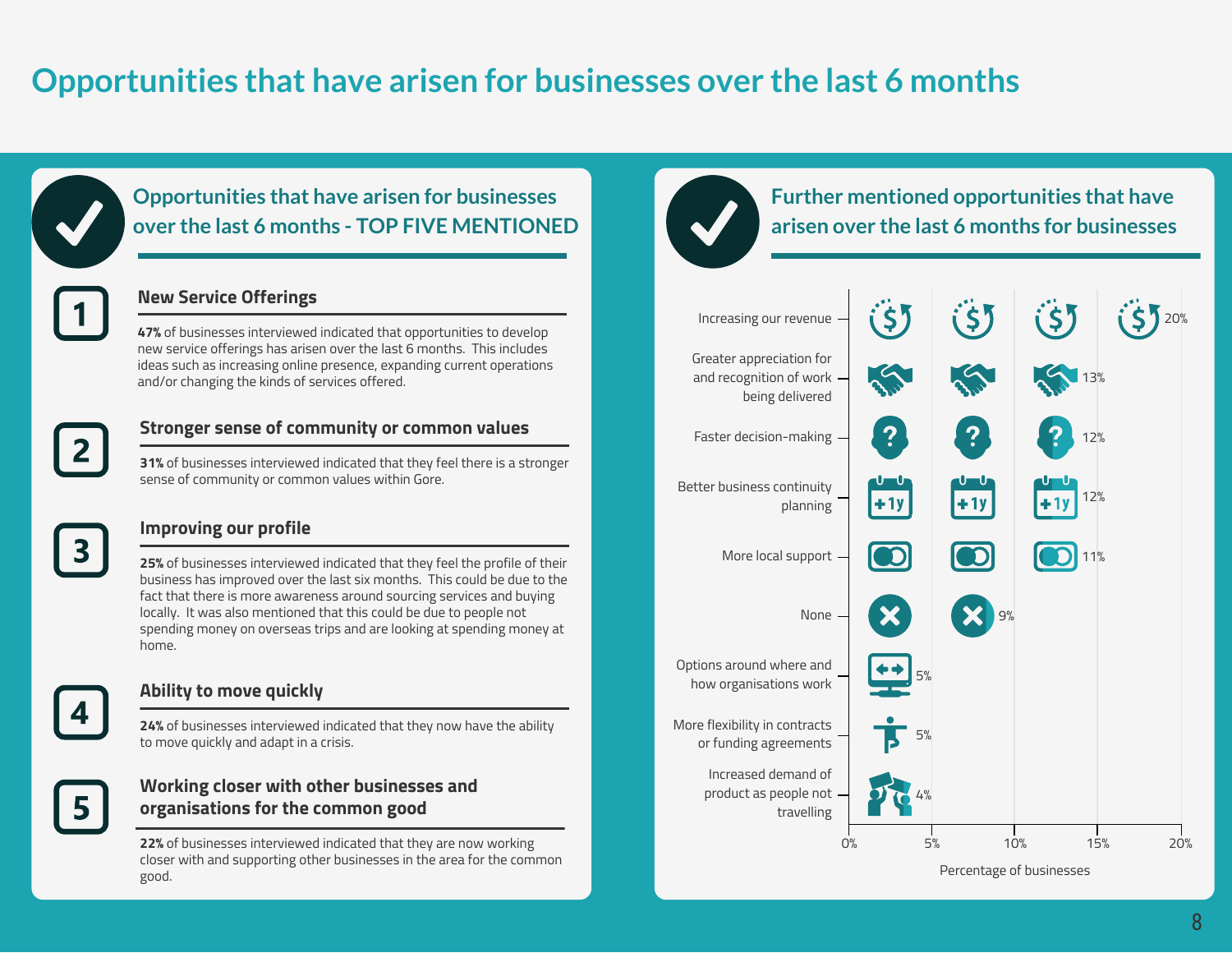# Opportunities that have arisen for businesses over the last 6 months

## Opportunities that have arisen for businesses over the last 6 months - TOP FIVE MENTIONED

### 1. New Service Offerings

**47%** of businesses interviewed indicated that opportunities to develop new service offerings has arisen over the last 6 months. This includes ideas such as increasing online presence, expanding current operations and/or changing the kinds of services offered.

### 2. Stronger sense of community or common values

**31%** of businesses interviewed indicated that they feel there is a stronger sense of community or common values within Gore.

### 3. Improving our profile

**25%** of businesses interviewed indicated that they feel the profile of their business has improved over the last six months. This could be due to the fact that there is more awareness around sourcing services and buying locally. It was also mentioned that this could be due to people not spending money on overseas trips and are looking at spending money at home.

### 4. Ability to move quickly

**24%** of businesses interviewed indicated that they now have the ability to move quickly and adapt in a crisis.

### 5. Working closer with other businesses and organisations for the common good

**22%** of businesses interviewed indicated that they are now working closer with and supporting other businesses in the area for the common good.

## Further mentioned opportunities that have arisen over the last 6 months for businesses

| Opportunity | Percentage of businesses |
| --- | --- |
| Increasing our revenue | 20% |
| Greater appreciation for and recognition of work being delivered | 13% |
| Faster decision-making | 12% |
| Better business continuity planning | 12% |
| More local support | 11% |
| None | 9% |
| Options around where and how organisations work | 5% |
| More flexibility in contracts or funding agreements | 5% |
| Increased demand of product as people not travelling | 4% |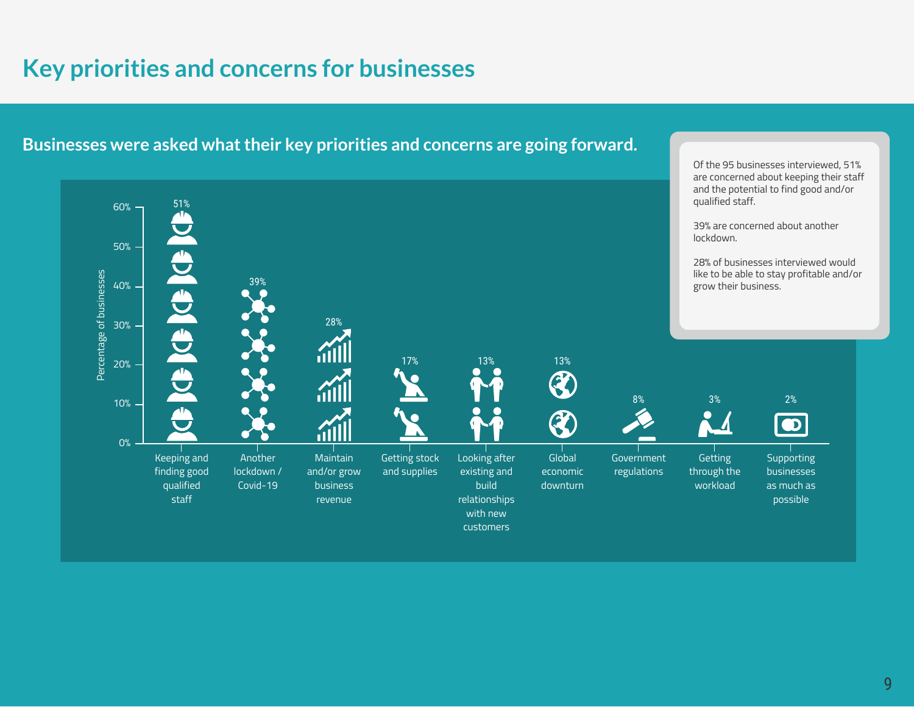# Key priorities and concerns for businesses

## Businesses were asked what their key priorities and concerns are going forward.

| Priority / concern | Percentage of businesses |
|---|---|
| Keeping and finding good qualified staff | 51% |
| Another lockdown / Covid-19 | 39% |
| Maintain and/or grow business revenue | 28% |
| Getting stock and supplies | 17% |
| Looking after existing and build relationships with new customers | 13% |
| Global economic downturn | 13% |
| Government regulations | 8% |
| Getting through the workload | 3% |
| Supporting businesses as much as possible | 2% |

Of the 95 businesses interviewed, 51% are concerned about keeping their staff and the potential to find good and/or qualified staff.

39% are concerned about another lockdown.

28% of businesses interviewed would like to be able to stay profitable and/or grow their business.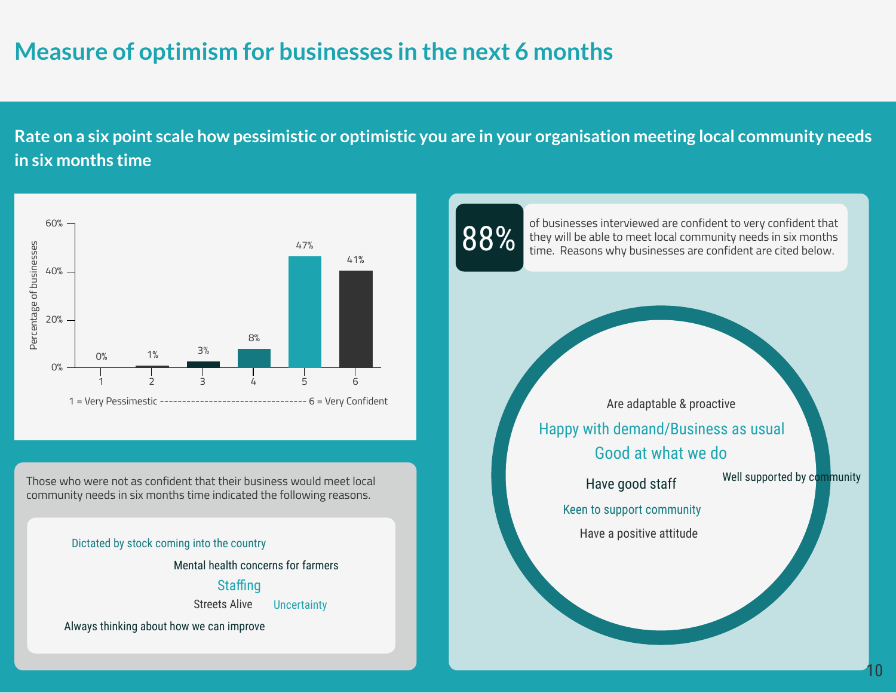# Measure of optimism for businesses in the next 6 months

## Rate on a six point scale how pessimistic or optimistic you are in your organisation meeting local community needs in six months time

| Rating | Percentage of businesses |
|---|---|
| 1 | 0% |
| 2 | 1% |
| 3 | 3% |
| 4 | 8% |
| 5 | 47% |
| 6 | 41% |

1 = Very Pessimistic -------------------------------- 6 = Very Confident

Those who were not as confident that their business would meet local community needs in six months time indicated the following reasons.

- Dictated by stock coming into the country
- Mental health concerns for farmers
- Staffing
- Streets Alive
- Uncertainty
- Always thinking about how we can improve

**88%** of businesses interviewed are confident to very confident that they will be able to meet local community needs in six months time. Reasons why businesses are confident are cited below.

- Are adaptable & proactive
- Happy with demand/Business as usual
- Good at what we do
- Have good staff
- Well supported by community
- Keen to support community
- Have a positive attitude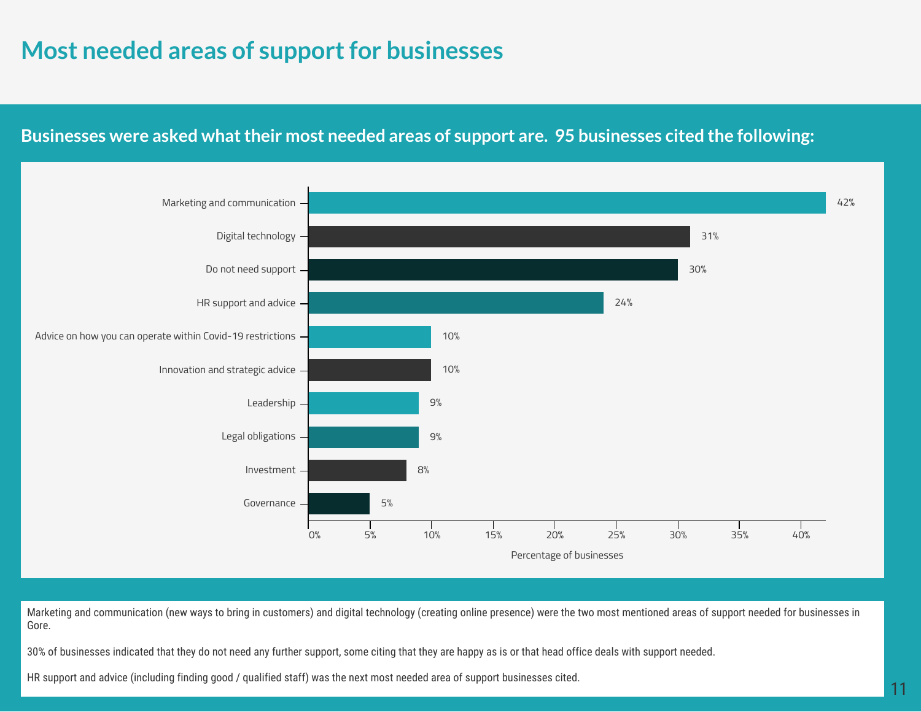# Most needed areas of support for businesses

## Businesses were asked what their most needed areas of support are. 95 businesses cited the following:

| Area of support | Percentage of businesses |
| --- | --- |
| Marketing and communication | 42% |
| Digital technology | 31% |
| Do not need support | 30% |
| HR support and advice | 24% |
| Advice on how you can operate within Covid-19 restrictions | 10% |
| Innovation and strategic advice | 10% |
| Leadership | 9% |
| Legal obligations | 9% |
| Investment | 8% |
| Governance | 5% |

Marketing and communication (new ways to bring in customers) and digital technology (creating online presence) were the two most mentioned areas of support needed for businesses in Gore.

30% of businesses indicated that they do not need any further support, some citing that they are happy as is or that head office deals with support needed.

HR support and advice (including finding good / qualified staff) was the next most needed area of support businesses cited.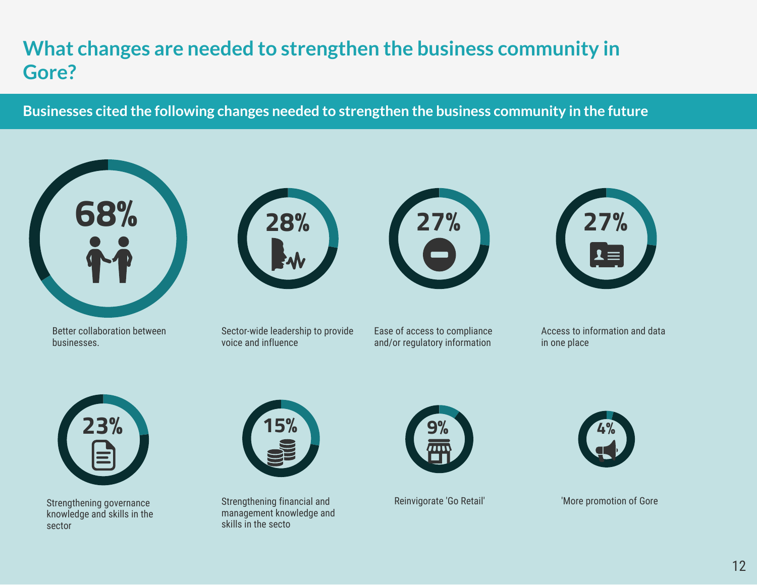# What changes are needed to strengthen the business community in Gore?

## Businesses cited the following changes needed to strengthen the business community in the future

- **68%** — Better collaboration between businesses.
- **28%** — Sector-wide leadership to provide voice and influence
- **27%** — Ease of access to compliance and/or regulatory information
- **27%** — Access to information and data in one place
- **23%** — Strengthening governance knowledge and skills in the sector
- **15%** — Strengthening financial and management knowledge and skills in the secto
- **9%** — Reinvigorate 'Go Retail'
- **4%** — 'More promotion of Gore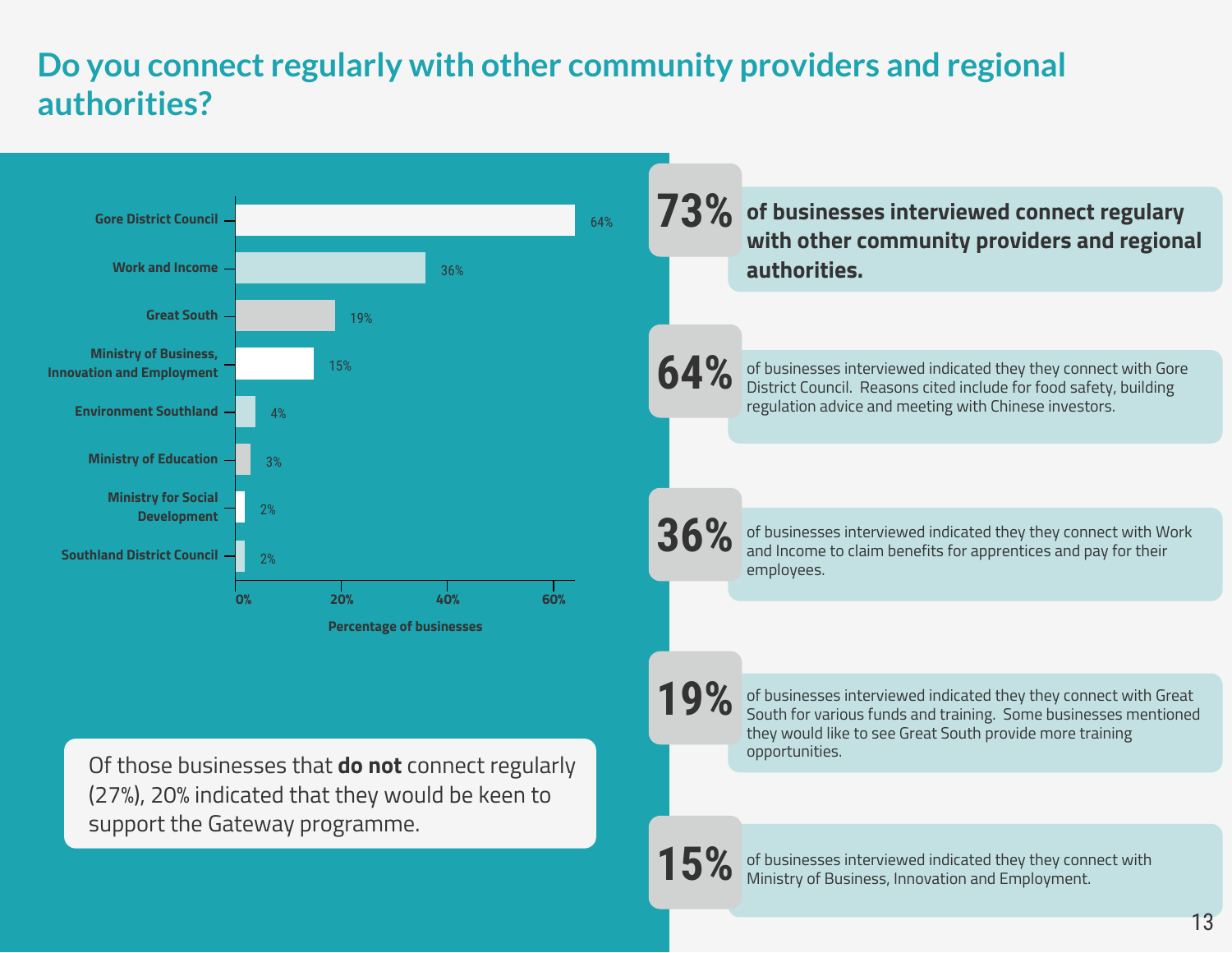# Do you connect regularly with other community providers and regional authorities?

Gore District Council
64%
Work and Income
36%
Great South
19%
Ministry of Business, Innovation and Employment
15%
Environment Southland
4%
Ministry of Education
3%
Ministry for Social Development
2%
Southland District Council
2%

0%
20%
40%
60%
Percentage of businesses

Of those businesses that **do not** connect regularly (27%), 20% indicated that they would be keen to support the Gateway programme.

**73%** **of businesses interviewed connect regulary with other community providers and regional authorities.**

**64%** of businesses interviewed indicated they they connect with Gore District Council. Reasons cited include for food safety, building regulation advice and meeting with Chinese investors.

**36%** of businesses interviewed indicated they they connect with Work and Income to claim benefits for apprentices and pay for their employees.

**19%** of businesses interviewed indicated they they connect with Great South for various funds and training. Some businesses mentioned they would like to see Great South provide more training opportunities.

**15%** of businesses interviewed indicated they they connect with Ministry of Business, Innovation and Employment.